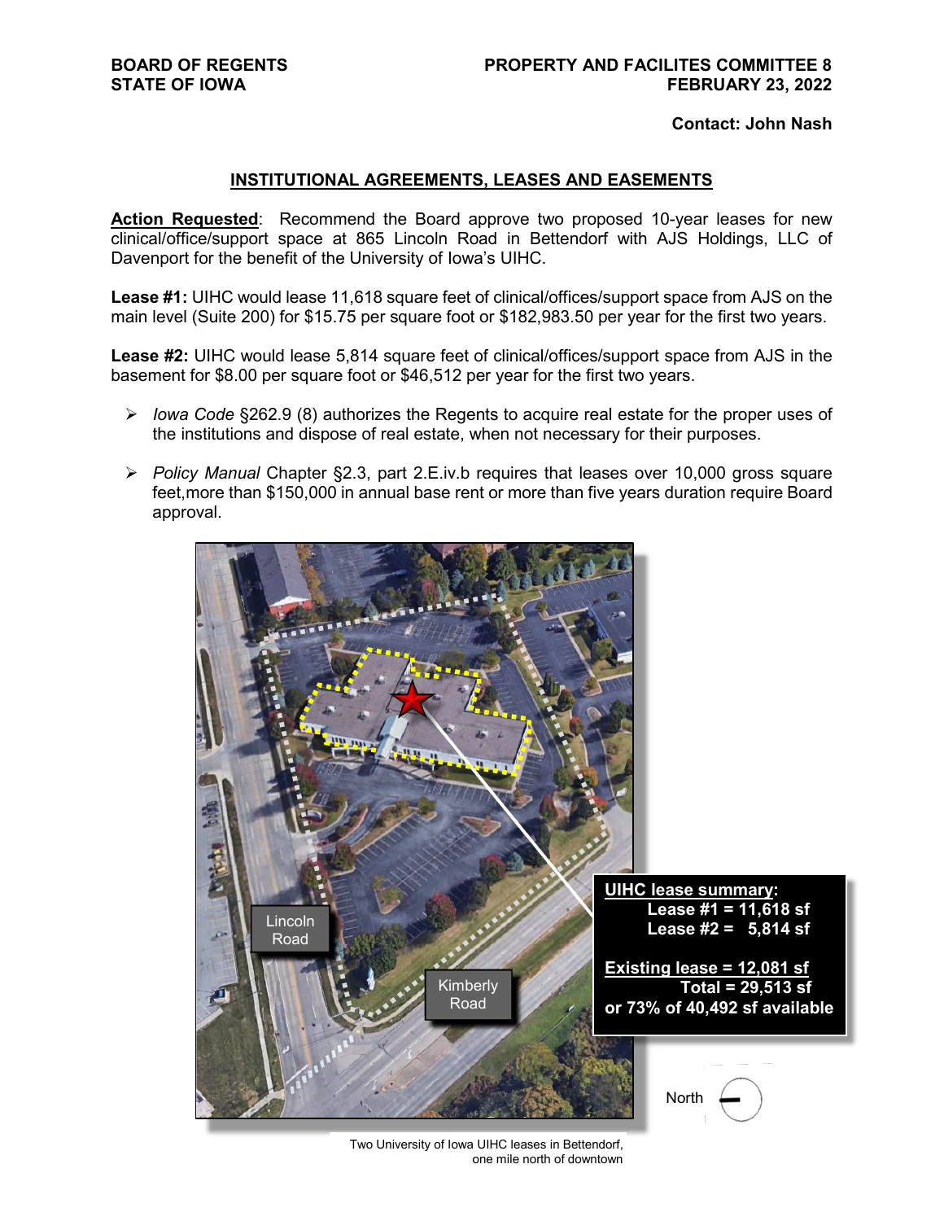BOARD OF REGENTS
STATE OF IOWA

PROPERTY AND FACILITES COMMITTEE 8
FEBRUARY 23, 2022

**Contact: John Nash**

## INSTITUTIONAL AGREEMENTS, LEASES AND EASEMENTS

**Action Requested**: Recommend the Board approve two proposed 10-year leases for new clinical/office/support space at 865 Lincoln Road in Bettendorf with AJS Holdings, LLC of Davenport for the benefit of the University of Iowa's UIHC.

**Lease #1:** UIHC would lease 11,618 square feet of clinical/offices/support space from AJS on the main level (Suite 200) for $15.75 per square foot or $182,983.50 per year for the first two years.

**Lease #2:** UIHC would lease 5,814 square feet of clinical/offices/support space from AJS in the basement for $8.00 per square foot or $46,512 per year for the first two years.

- *Iowa Code* §262.9 (8) authorizes the Regents to acquire real estate for the proper uses of the institutions and dispose of real estate, when not necessary for their purposes.
- *Policy Manual* Chapter §2.3, part 2.E.iv.b requires that leases over 10,000 gross square feet,more than $150,000 in annual base rent or more than five years duration require Board approval.

Lincoln Road

Kimberly Road

**UIHC lease summary:**
**Lease #1 = 11,618 sf**
**Lease #2 = 5,814 sf**

**Existing lease = 12,081 sf**
**Total = 29,513 sf**
**or 73% of 40,492 sf available**

North

Two University of Iowa UIHC leases in Bettendorf, one mile north of downtown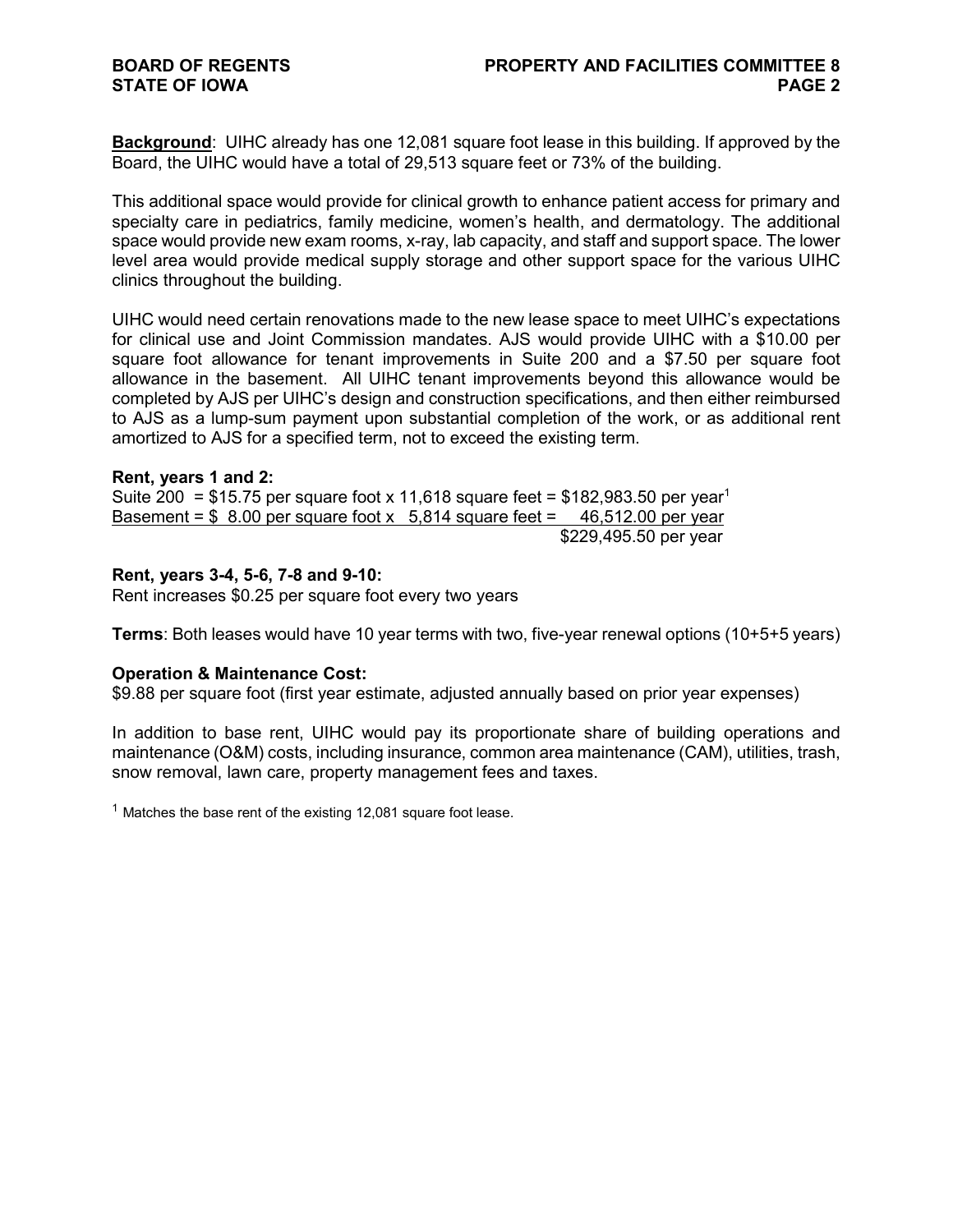**Background**: UIHC already has one 12,081 square foot lease in this building. If approved by the Board, the UIHC would have a total of 29,513 square feet or 73% of the building.

This additional space would provide for clinical growth to enhance patient access for primary and specialty care in pediatrics, family medicine, women's health, and dermatology. The additional space would provide new exam rooms, x-ray, lab capacity, and staff and support space. The lower level area would provide medical supply storage and other support space for the various UIHC clinics throughout the building.

UIHC would need certain renovations made to the new lease space to meet UIHC's expectations for clinical use and Joint Commission mandates. AJS would provide UIHC with a $10.00 per square foot allowance for tenant improvements in Suite 200 and a $7.50 per square foot allowance in the basement. All UIHC tenant improvements beyond this allowance would be completed by AJS per UIHC's design and construction specifications, and then either reimbursed to AJS as a lump-sum payment upon substantial completion of the work, or as additional rent amortized to AJS for a specified term, not to exceed the existing term.

**Rent, years 1 and 2:**

Suite 200 = $15.75 per square foot x 11,618 square feet = $182,983.50 per year[1]
Basement = $ 8.00 per square foot x 5,814 square feet = 46,512.00 per year
$229,495.50 per year

**Rent, years 3-4, 5-6, 7-8 and 9-10:**
Rent increases $0.25 per square foot every two years

**Terms**: Both leases would have 10 year terms with two, five-year renewal options (10+5+5 years)

**Operation & Maintenance Cost:**
$9.88 per square foot (first year estimate, adjusted annually based on prior year expenses)

In addition to base rent, UIHC would pay its proportionate share of building operations and maintenance (O&M) costs, including insurance, common area maintenance (CAM), utilities, trash, snow removal, lawn care, property management fees and taxes.

[1] Matches the base rent of the existing 12,081 square foot lease.